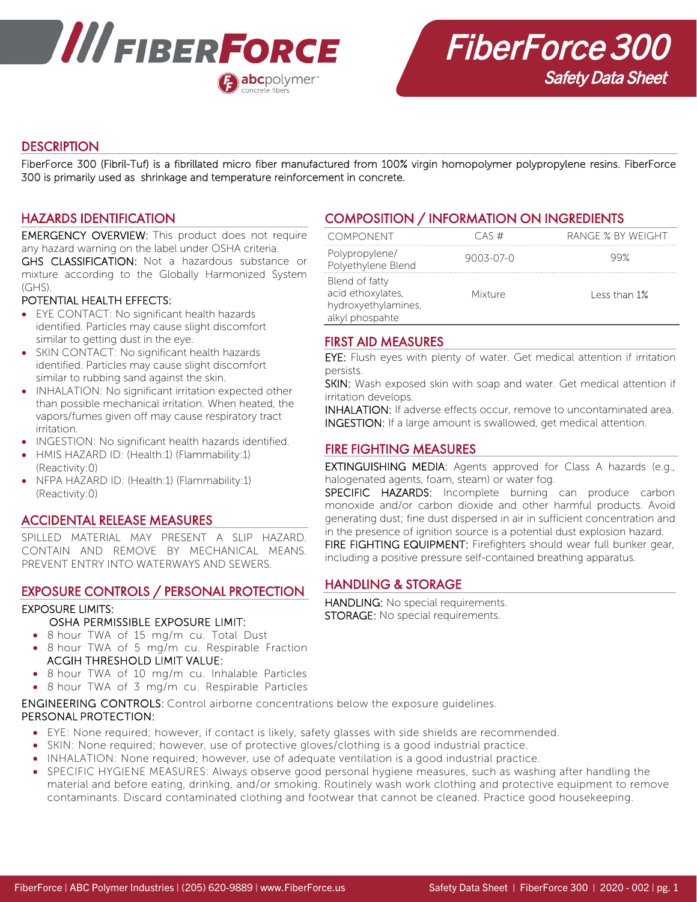# FiberForce 300

## Safety Data Sheet

## DESCRIPTION

FiberForce 300 (Fibril-Tuf) is a fibrillated micro fiber manufactured from 100% virgin homopolymer polypropylene resins. FiberForce 300 is primarily used as shrinkage and temperature reinforcement in concrete.

## HAZARDS IDENTIFICATION

EMERGENCY OVERVIEW: This product does not require any hazard warning on the label under OSHA criteria.

GHS CLASSIFICATION: Not a hazardous substance or mixture according to the Globally Harmonized System (GHS).

POTENTIAL HEALTH EFFECTS:

- EYE CONTACT: No significant health hazards identified. Particles may cause slight discomfort similar to getting dust in the eye.
- SKIN CONTACT: No significant health hazards identified. Particles may cause slight discomfort similar to rubbing sand against the skin.
- INHALATION: No significant irritation expected other than possible mechanical irritation. When heated, the vapors/fumes given off may cause respiratory tract irritation.
- INGESTION: No significant health hazards identified.
- HMIS HAZARD ID: (Health:1) (Flammability:1) (Reactivity:0)
- NFPA HAZARD ID: (Health:1) (Flammability:1) (Reactivity:0)

## ACCIDENTAL RELEASE MEASURES

SPILLED MATERIAL MAY PRESENT A SLIP HAZARD. CONTAIN AND REMOVE BY MECHANICAL MEANS. PREVENT ENTRY INTO WATERWAYS AND SEWERS.

## EXPOSURE CONTROLS / PERSONAL PROTECTION

EXPOSURE LIMITS:

OSHA PERMISSIBLE EXPOSURE LIMIT:

- 8 hour TWA of 15 mg/m cu. Total Dust
- 8 hour TWA of 5 mg/m cu. Respirable Fraction

ACGIH THRESHOLD LIMIT VALUE:

- 8 hour TWA of 10 mg/m cu. Inhalable Particles
- 8 hour TWA of 3 mg/m cu. Respirable Particles

ENGINEERING CONTROLS: Control airborne concentrations below the exposure guidelines.

PERSONAL PROTECTION:

- EYE: None required; however, if contact is likely, safety glasses with side shields are recommended.
- SKIN: None required; however, use of protective gloves/clothing is a good industrial practice.
- INHALATION: None required; however, use of adequate ventilation is a good industrial practice.
- SPECIFIC HYGIENE MEASURES: Always observe good personal hygiene measures, such as washing after handling the material and before eating, drinking, and/or smoking. Routinely wash work clothing and protective equipment to remove contaminants. Discard contaminated clothing and footwear that cannot be cleaned. Practice good housekeeping.

## COMPOSITION / INFORMATION ON INGREDIENTS

| COMPONENT | CAS # | RANGE % BY WEIGHT |
|---|---|---|
| Polypropylene/ Polyethylene Blend | 9003-07-0 | 99% |
| Blend of fatty acid ethoxylates, hydroxyethylamines, alkyl phospahte | Mixture | Less than 1% |

## FIRST AID MEASURES

EYE: Flush eyes with plenty of water. Get medical attention if irritation persists.

SKIN: Wash exposed skin with soap and water. Get medical attention if irritation develops.

INHALATION: If adverse effects occur, remove to uncontaminated area.

INGESTION: If a large amount is swallowed, get medical attention.

## FIRE FIGHTING MEASURES

EXTINGUISHING MEDIA: Agents approved for Class A hazards (e.g., halogenated agents, foam, steam) or water fog.

SPECIFIC HAZARDS: Incomplete burning can produce carbon monoxide and/or carbon dioxide and other harmful products. Avoid generating dust; fine dust dispersed in air in sufficient concentration and in the presence of ignition source is a potential dust explosion hazard.

FIRE FIGHTING EQUIPMENT: Firefighters should wear full bunker gear, including a positive pressure self-contained breathing apparatus.

## HANDLING & STORAGE

HANDLING: No special requirements.

STORAGE: No special requirements.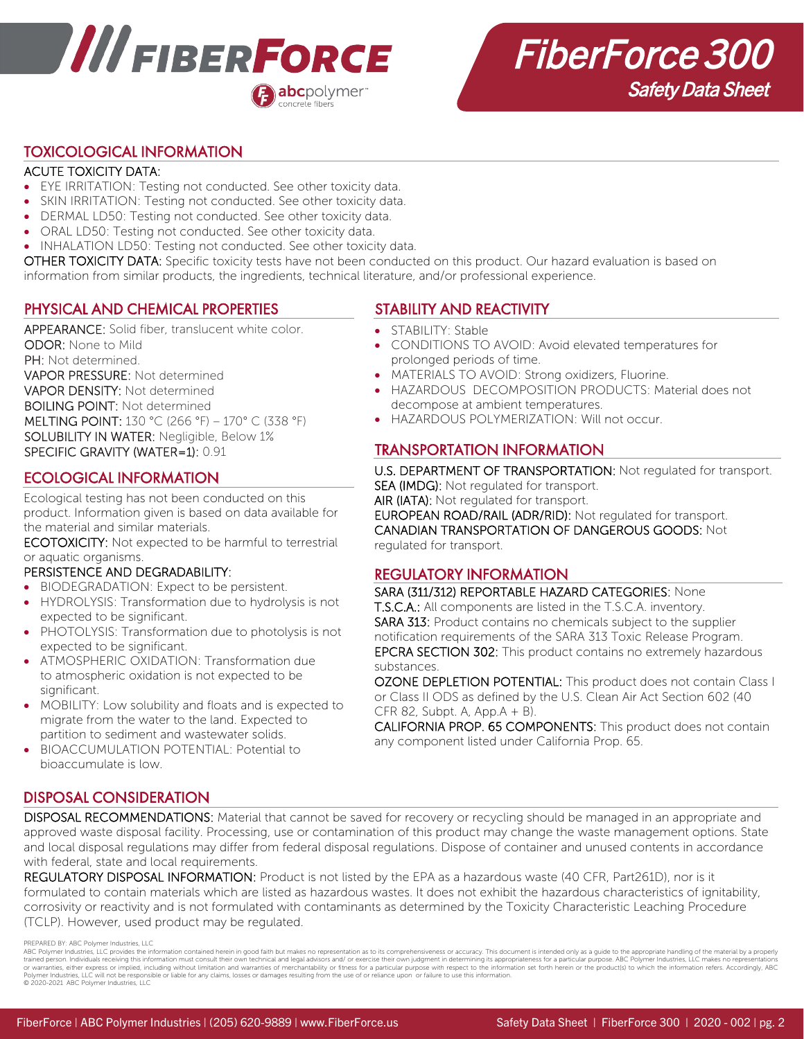## TOXICOLOGICAL INFORMATION

ACUTE TOXICITY DATA:

- EYE IRRITATION: Testing not conducted. See other toxicity data.
- SKIN IRRITATION: Testing not conducted. See other toxicity data.
- DERMAL LD50: Testing not conducted. See other toxicity data.
- ORAL LD50: Testing not conducted. See other toxicity data.
- INHALATION LD50: Testing not conducted. See other toxicity data.

OTHER TOXICITY DATA: Specific toxicity tests have not been conducted on this product. Our hazard evaluation is based on information from similar products, the ingredients, technical literature, and/or professional experience.

## PHYSICAL AND CHEMICAL PROPERTIES

APPEARANCE: Solid fiber, translucent white color.
ODOR: None to Mild
PH: Not determined.
VAPOR PRESSURE: Not determined
VAPOR DENSITY: Not determined
BOILING POINT: Not determined
MELTING POINT: 130 °C (266 °F) – 170° C (338 °F)
SOLUBILITY IN WATER: Negligible, Below 1%
SPECIFIC GRAVITY (WATER=1): 0.91

## ECOLOGICAL INFORMATION

Ecological testing has not been conducted on this product. Information given is based on data available for the material and similar materials.

ECOTOXICITY: Not expected to be harmful to terrestrial or aquatic organisms.

PERSISTENCE AND DEGRADABILITY:

- BIODEGRADATION: Expect to be persistent.
- HYDROLYSIS: Transformation due to hydrolysis is not expected to be significant.
- PHOTOLYSIS: Transformation due to photolysis is not expected to be significant.
- ATMOSPHERIC OXIDATION: Transformation due to atmospheric oxidation is not expected to be significant.
- MOBILITY: Low solubility and floats and is expected to migrate from the water to the land. Expected to partition to sediment and wastewater solids.
- BIOACCUMULATION POTENTIAL: Potential to bioaccumulate is low.

## STABILITY AND REACTIVITY

- STABILITY: Stable
- CONDITIONS TO AVOID: Avoid elevated temperatures for prolonged periods of time.
- MATERIALS TO AVOID: Strong oxidizers, Fluorine.
- HAZARDOUS DECOMPOSITION PRODUCTS: Material does not decompose at ambient temperatures.
- HAZARDOUS POLYMERIZATION: Will not occur.

## TRANSPORTATION INFORMATION

U.S. DEPARTMENT OF TRANSPORTATION: Not regulated for transport.
SEA (IMDG): Not regulated for transport.
AIR (IATA): Not regulated for transport.
EUROPEAN ROAD/RAIL (ADR/RID): Not regulated for transport.
CANADIAN TRANSPORTATION OF DANGEROUS GOODS: Not regulated for transport.

## REGULATORY INFORMATION

SARA (311/312) REPORTABLE HAZARD CATEGORIES: None
T.S.C.A.: All components are listed in the T.S.C.A. inventory.
SARA 313: Product contains no chemicals subject to the supplier notification requirements of the SARA 313 Toxic Release Program.
EPCRA SECTION 302: This product contains no extremely hazardous substances.
OZONE DEPLETION POTENTIAL: This product does not contain Class I or Class II ODS as defined by the U.S. Clean Air Act Section 602 (40 CFR 82, Subpt. A, App.A + B).
CALIFORNIA PROP. 65 COMPONENTS: This product does not contain any component listed under California Prop. 65.

## DISPOSAL CONSIDERATION

DISPOSAL RECOMMENDATIONS: Material that cannot be saved for recovery or recycling should be managed in an appropriate and approved waste disposal facility. Processing, use or contamination of this product may change the waste management options. State and local disposal regulations may differ from federal disposal regulations. Dispose of container and unused contents in accordance with federal, state and local requirements.

REGULATORY DISPOSAL INFORMATION: Product is not listed by the EPA as a hazardous waste (40 CFR, Part261D), nor is it formulated to contain materials which are listed as hazardous wastes. It does not exhibit the hazardous characteristics of ignitability, corrosivity or reactivity and is not formulated with contaminants as determined by the Toxicity Characteristic Leaching Procedure (TCLP). However, used product may be regulated.

PREPARED BY: ABC Polymer Industries, LLC

ABC Polymer Industries, LLC provides the information contained herein in good faith but makes no representation as to its comprehensiveness or accuracy. This document is intended only as a guide to the appropriate handling of the material by a properly trained person. Individuals receiving this information must consult their own technical and legal advisors and/ or exercise their own judgment in determining its appropriateness for a particular purpose. ABC Polymer Industries, LLC makes no representations or warranties, either express or implied, including without limitation and warranties of merchantability or fitness for a particular purpose with respect to the information set forth herein or the product(s) to which the information refers. Accordingly, ABC Polymer Industries, LLC will not be responsible or liable for any claims, losses or damages resulting from the use of or reliance upon or failure to use this information.
© 2020-2021 ABC Polymer Industries, LLC